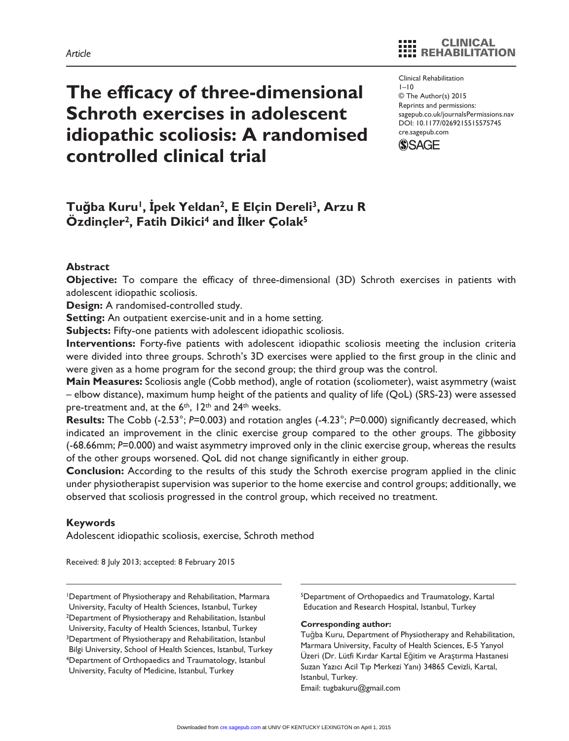Article

# The efficacy of three-dimensional Schroth exercises in adolescent idiopathic scoliosis: A randomised controlled clinical trial

Clinical Rehabilitation
1–10
© The Author(s) 2015
Reprints and permissions:
sagepub.co.uk/journalsPermissions.nav
DOI: 10.1177/0269215515575745
cre.sagepub.com

**Tuğba Kuru[1], İpek Yeldan[2], E Elçin Dereli[3], Arzu R Özdinçler[2], Fatih Dikici[4] and İlker Çolak[5]**

## Abstract

**Objective:** To compare the efficacy of three-dimensional (3D) Schroth exercises in patients with adolescent idiopathic scoliosis.

**Design:** A randomised-controlled study.

**Setting:** An outpatient exercise-unit and in a home setting.

**Subjects:** Fifty-one patients with adolescent idiopathic scoliosis.

**Interventions:** Forty-five patients with adolescent idiopathic scoliosis meeting the inclusion criteria were divided into three groups. Schroth's 3D exercises were applied to the first group in the clinic and were given as a home program for the second group; the third group was the control.

**Main Measures:** Scoliosis angle (Cobb method), angle of rotation (scoliometer), waist asymmetry (waist – elbow distance), maximum hump height of the patients and quality of life (QoL) (SRS-23) were assessed pre-treatment and, at the 6th, 12th and 24th weeks.

**Results:** The Cobb (-2.53°; *P*=0.003) and rotation angles (-4.23°; *P*=0.000) significantly decreased, which indicated an improvement in the clinic exercise group compared to the other groups. The gibbosity (-68.66mm; *P*=0.000) and waist asymmetry improved only in the clinic exercise group, whereas the results of the other groups worsened. QoL did not change significantly in either group.

**Conclusion:** According to the results of this study the Schroth exercise program applied in the clinic under physiotherapist supervision was superior to the home exercise and control groups; additionally, we observed that scoliosis progressed in the control group, which received no treatment.

## Keywords

Adolescent idiopathic scoliosis, exercise, Schroth method

Received: 8 July 2013; accepted: 8 February 2015

[1]Department of Physiotherapy and Rehabilitation, Marmara University, Faculty of Health Sciences, Istanbul, Turkey
[2]Department of Physiotherapy and Rehabilitation, Istanbul University, Faculty of Health Sciences, Istanbul, Turkey
[3]Department of Physiotherapy and Rehabilitation, Istanbul Bilgi University, School of Health Sciences, Istanbul, Turkey
[4]Department of Orthopaedics and Traumatology, Istanbul University, Faculty of Medicine, Istanbul, Turkey
[5]Department of Orthopaedics and Traumatology, Kartal Education and Research Hospital, Istanbul, Turkey

**Corresponding author:**
Tuğba Kuru, Department of Physiotherapy and Rehabilitation, Marmara University, Faculty of Health Sciences, E-5 Yanyol Üzeri (Dr. Lütfi Kırdar Kartal Eğitim ve Araştırma Hastanesi Suzan Yazıcı Acil Tıp Merkezi Yanı) 34865 Cevizli, Kartal, Istanbul, Turkey.
Email: tugbakuru@gmail.com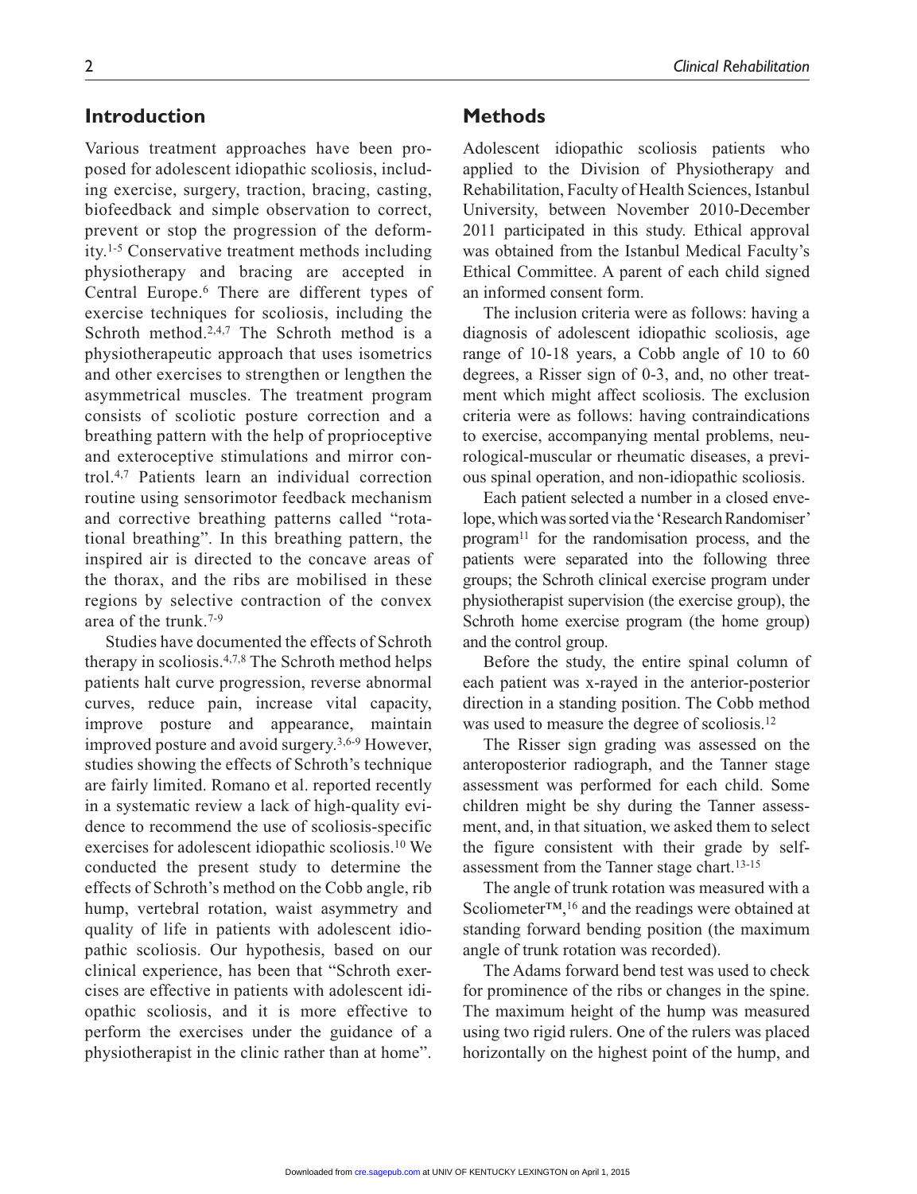## Introduction

Various treatment approaches have been proposed for adolescent idiopathic scoliosis, including exercise, surgery, traction, bracing, casting, biofeedback and simple observation to correct, prevent or stop the progression of the deformity.[1-5] Conservative treatment methods including physiotherapy and bracing are accepted in Central Europe.[6] There are different types of exercise techniques for scoliosis, including the Schroth method.[2,4,7] The Schroth method is a physiotherapeutic approach that uses isometrics and other exercises to strengthen or lengthen the asymmetrical muscles. The treatment program consists of scoliotic posture correction and a breathing pattern with the help of proprioceptive and exteroceptive stimulations and mirror control.[4,7] Patients learn an individual correction routine using sensorimotor feedback mechanism and corrective breathing patterns called "rotational breathing". In this breathing pattern, the inspired air is directed to the concave areas of the thorax, and the ribs are mobilised in these regions by selective contraction of the convex area of the trunk.[7-9]

Studies have documented the effects of Schroth therapy in scoliosis.[4,7,8] The Schroth method helps patients halt curve progression, reverse abnormal curves, reduce pain, increase vital capacity, improve posture and appearance, maintain improved posture and avoid surgery.[3,6-9] However, studies showing the effects of Schroth's technique are fairly limited. Romano et al. reported recently in a systematic review a lack of high-quality evidence to recommend the use of scoliosis-specific exercises for adolescent idiopathic scoliosis.[10] We conducted the present study to determine the effects of Schroth's method on the Cobb angle, rib hump, vertebral rotation, waist asymmetry and quality of life in patients with adolescent idiopathic scoliosis. Our hypothesis, based on our clinical experience, has been that "Schroth exercises are effective in patients with adolescent idiopathic scoliosis, and it is more effective to perform the exercises under the guidance of a physiotherapist in the clinic rather than at home".

## Methods

Adolescent idiopathic scoliosis patients who applied to the Division of Physiotherapy and Rehabilitation, Faculty of Health Sciences, Istanbul University, between November 2010-December 2011 participated in this study. Ethical approval was obtained from the Istanbul Medical Faculty's Ethical Committee. A parent of each child signed an informed consent form.

The inclusion criteria were as follows: having a diagnosis of adolescent idiopathic scoliosis, age range of 10-18 years, a Cobb angle of 10 to 60 degrees, a Risser sign of 0-3, and, no other treatment which might affect scoliosis. The exclusion criteria were as follows: having contraindications to exercise, accompanying mental problems, neurological-muscular or rheumatic diseases, a previous spinal operation, and non-idiopathic scoliosis.

Each patient selected a number in a closed envelope, which was sorted via the 'Research Randomiser' program[11] for the randomisation process, and the patients were separated into the following three groups; the Schroth clinical exercise program under physiotherapist supervision (the exercise group), the Schroth home exercise program (the home group) and the control group.

Before the study, the entire spinal column of each patient was x-rayed in the anterior-posterior direction in a standing position. The Cobb method was used to measure the degree of scoliosis.[12]

The Risser sign grading was assessed on the anteroposterior radiograph, and the Tanner stage assessment was performed for each child. Some children might be shy during the Tanner assessment, and, in that situation, we asked them to select the figure consistent with their grade by self-assessment from the Tanner stage chart.[13-15]

The angle of trunk rotation was measured with a Scoliometer™,[16] and the readings were obtained at standing forward bending position (the maximum angle of trunk rotation was recorded).

The Adams forward bend test was used to check for prominence of the ribs or changes in the spine. The maximum height of the hump was measured using two rigid rulers. One of the rulers was placed horizontally on the highest point of the hump, and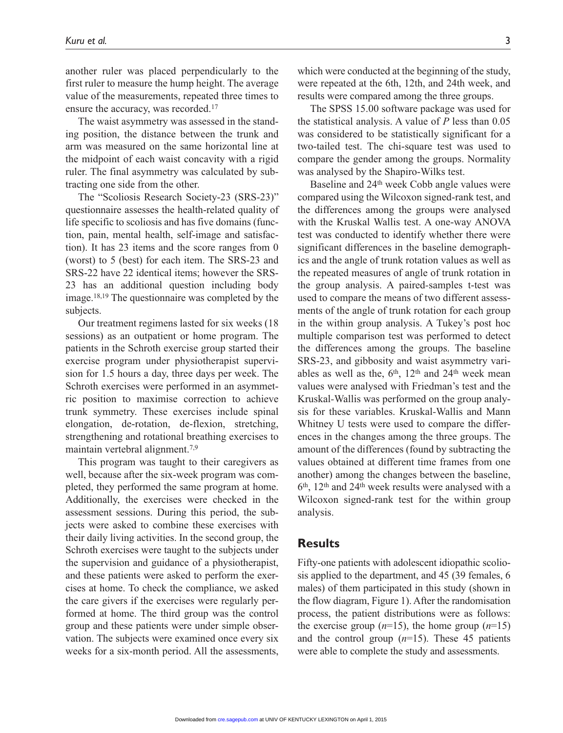another ruler was placed perpendicularly to the first ruler to measure the hump height. The average value of the measurements, repeated three times to ensure the accuracy, was recorded.[17]

The waist asymmetry was assessed in the standing position, the distance between the trunk and arm was measured on the same horizontal line at the midpoint of each waist concavity with a rigid ruler. The final asymmetry was calculated by subtracting one side from the other.

The "Scoliosis Research Society-23 (SRS-23)" questionnaire assesses the health-related quality of life specific to scoliosis and has five domains (function, pain, mental health, self-image and satisfaction). It has 23 items and the score ranges from 0 (worst) to 5 (best) for each item. The SRS-23 and SRS-22 have 22 identical items; however the SRS-23 has an additional question including body image.[18,19] The questionnaire was completed by the subjects.

Our treatment regimens lasted for six weeks (18 sessions) as an outpatient or home program. The patients in the Schroth exercise group started their exercise program under physiotherapist supervision for 1.5 hours a day, three days per week. The Schroth exercises were performed in an asymmetric position to maximise correction to achieve trunk symmetry. These exercises include spinal elongation, de-rotation, de-flexion, stretching, strengthening and rotational breathing exercises to maintain vertebral alignment.[7,9]

This program was taught to their caregivers as well, because after the six-week program was completed, they performed the same program at home. Additionally, the exercises were checked in the assessment sessions. During this period, the subjects were asked to combine these exercises with their daily living activities. In the second group, the Schroth exercises were taught to the subjects under the supervision and guidance of a physiotherapist, and these patients were asked to perform the exercises at home. To check the compliance, we asked the care givers if the exercises were regularly performed at home. The third group was the control group and these patients were under simple observation. The subjects were examined once every six weeks for a six-month period. All the assessments, which were conducted at the beginning of the study, were repeated at the 6th, 12th, and 24th week, and results were compared among the three groups.

The SPSS 15.00 software package was used for the statistical analysis. A value of $P$ less than 0.05 was considered to be statistically significant for a two-tailed test. The chi-square test was used to compare the gender among the groups. Normality was analysed by the Shapiro-Wilks test.

Baseline and 24th week Cobb angle values were compared using the Wilcoxon signed-rank test, and the differences among the groups were analysed with the Kruskal Wallis test. A one-way ANOVA test was conducted to identify whether there were significant differences in the baseline demographics and the angle of trunk rotation values as well as the repeated measures of angle of trunk rotation in the group analysis. A paired-samples t-test was used to compare the means of two different assessments of the angle of trunk rotation for each group in the within group analysis. A Tukey's post hoc multiple comparison test was performed to detect the differences among the groups. The baseline SRS-23, and gibbosity and waist asymmetry variables as well as the, 6th, 12th and 24th week mean values were analysed with Friedman's test and the Kruskal-Wallis was performed on the group analysis for these variables. Kruskal-Wallis and Mann Whitney U tests were used to compare the differences in the changes among the three groups. The amount of the differences (found by subtracting the values obtained at different time frames from one another) among the changes between the baseline, 6th, 12th and 24th week results were analysed with a Wilcoxon signed-rank test for the within group analysis.

## Results

Fifty-one patients with adolescent idiopathic scoliosis applied to the department, and 45 (39 females, 6 males) of them participated in this study (shown in the flow diagram, Figure 1). After the randomisation process, the patient distributions were as follows: the exercise group ($n$=15), the home group ($n$=15) and the control group ($n$=15). These 45 patients were able to complete the study and assessments.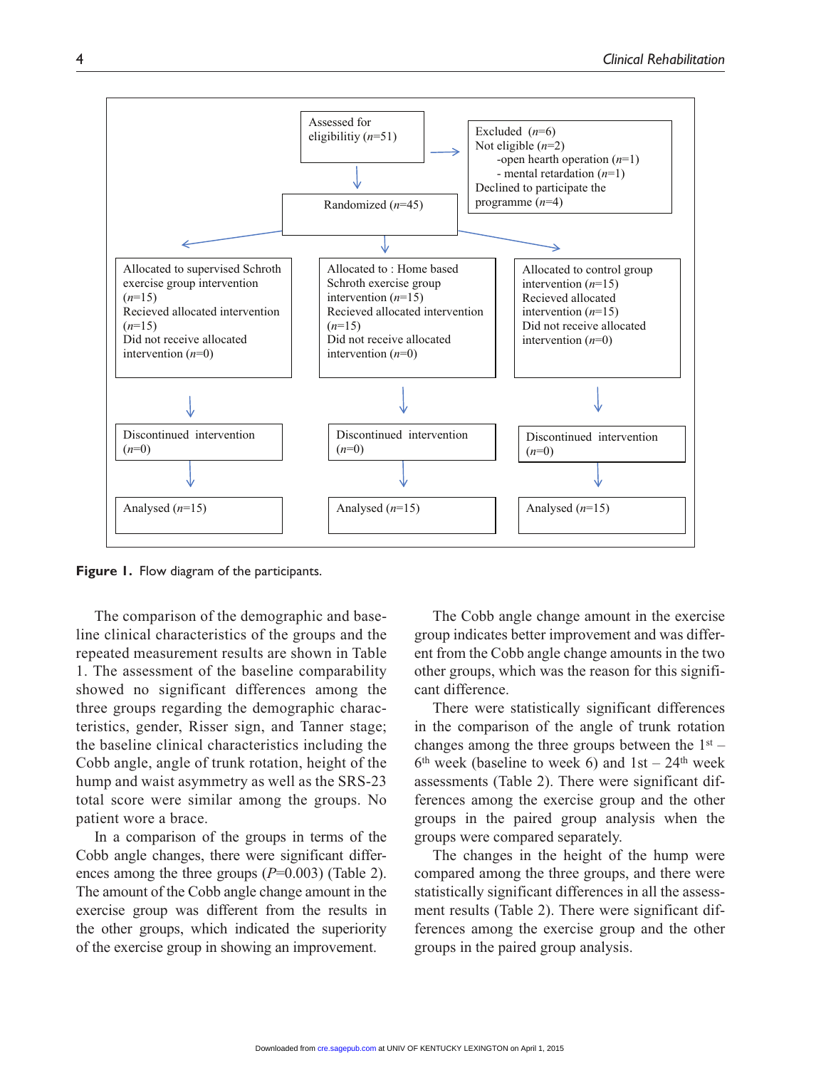Assessed for eligibilitiy ($n$=51)

Excluded ($n$=6)
Not eligible ($n$=2)
- open hearth operation ($n$=1)
- mental retardation ($n$=1)

Declined to participate the programme ($n$=4)

Randomized ($n$=45)

| Allocated to supervised Schroth exercise group intervention ($n$=15) Recieved allocated intervention ($n$=15) Did not receive allocated intervention ($n$=0) | Allocated to : Home based Schroth exercise group intervention ($n$=15) Recieved allocated intervention ($n$=15) Did not receive allocated intervention ($n$=0) | Allocated to control group intervention ($n$=15) Recieved allocated intervention ($n$=15) Did not receive allocated intervention ($n$=0) |
|---|---|---|
| Discontinued intervention ($n$=0) | Discontinued intervention ($n$=0) | Discontinued intervention ($n$=0) |
| Analysed ($n$=15) | Analysed ($n$=15) | Analysed ($n$=15) |

**Figure 1.** Flow diagram of the participants.

The comparison of the demographic and baseline clinical characteristics of the groups and the repeated measurement results are shown in Table 1. The assessment of the baseline comparability showed no significant differences among the three groups regarding the demographic characteristics, gender, Risser sign, and Tanner stage; the baseline clinical characteristics including the Cobb angle, angle of trunk rotation, height of the hump and waist asymmetry as well as the SRS-23 total score were similar among the groups. No patient wore a brace.

In a comparison of the groups in terms of the Cobb angle changes, there were significant differences among the three groups ($P$=0.003) (Table 2). The amount of the Cobb angle change amount in the exercise group was different from the results in the other groups, which indicated the superiority of the exercise group in showing an improvement.

The Cobb angle change amount in the exercise group indicates better improvement and was different from the Cobb angle change amounts in the two other groups, which was the reason for this significant difference.

There were statistically significant differences in the comparison of the angle of trunk rotation changes among the three groups between the 1st – 6th week (baseline to week 6) and 1st – 24th week assessments (Table 2). There were significant differences among the exercise group and the other groups in the paired group analysis when the groups were compared separately.

The changes in the height of the hump were compared among the three groups, and there were statistically significant differences in all the assessment results (Table 2). There were significant differences among the exercise group and the other groups in the paired group analysis.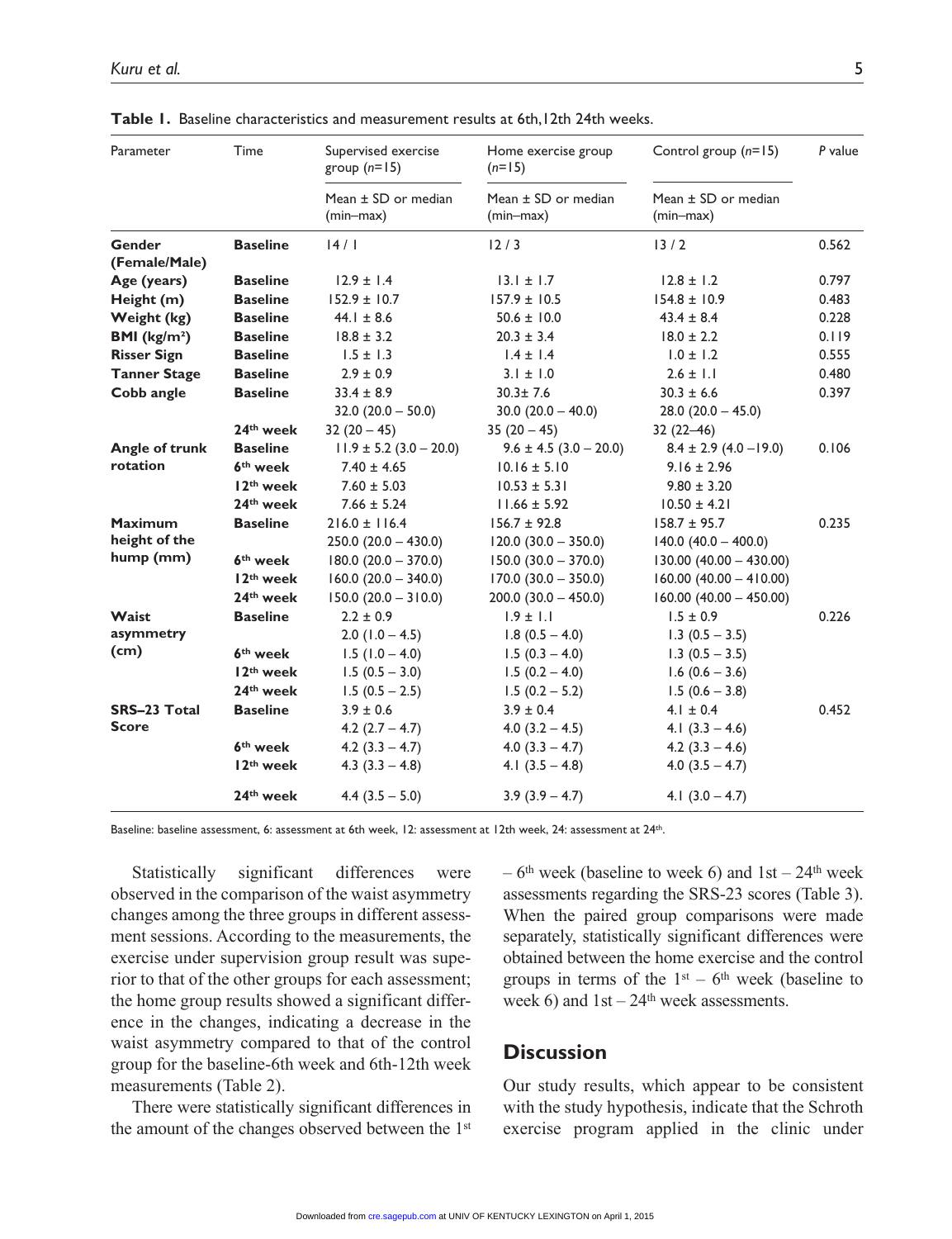**Table 1.** Baseline characteristics and measurement results at 6th,12th 24th weeks.

| Parameter | Time | Supervised exercise group (n=15) | Home exercise group (n=15) | Control group (n=15) | P value |
|---|---|---|---|---|---|
| | | Mean ± SD or median (min–max) | Mean ± SD or median (min–max) | Mean ± SD or median (min–max) | |
| **Gender (Female/Male)** | **Baseline** | 14 / 1 | 12 / 3 | 13 / 2 | 0.562 |
| **Age (years)** | **Baseline** | 12.9 ± 1.4 | 13.1 ± 1.7 | 12.8 ± 1.2 | 0.797 |
| **Height (m)** | **Baseline** | 152.9 ± 10.7 | 157.9 ± 10.5 | 154.8 ± 10.9 | 0.483 |
| **Weight (kg)** | **Baseline** | 44.1 ± 8.6 | 50.6 ± 10.0 | 43.4 ± 8.4 | 0.228 |
| **BMI (kg/m²)** | **Baseline** | 18.8 ± 3.2 | 20.3 ± 3.4 | 18.0 ± 2.2 | 0.119 |
| **Risser Sign** | **Baseline** | 1.5 ± 1.3 | 1.4 ± 1.4 | 1.0 ± 1.2 | 0.555 |
| **Tanner Stage** | **Baseline** | 2.9 ± 0.9 | 3.1 ± 1.0 | 2.6 ± 1.1 | 0.480 |
| **Cobb angle** | **Baseline** | 33.4 ± 8.9<br>32.0 (20.0 – 50.0) | 30.3± 7.6<br>30.0 (20.0 – 40.0) | 30.3 ± 6.6<br>28.0 (20.0 – 45.0) | 0.397 |
| | **24th week** | 32 (20 – 45) | 35 (20 – 45) | 32 (22–46) | |
| **Angle of trunk rotation** | **Baseline** | 11.9 ± 5.2 (3.0 – 20.0) | 9.6 ± 4.5 (3.0 – 20.0) | 8.4 ± 2.9 (4.0 –19.0) | 0.106 |
| | **6th week** | 7.40 ± 4.65 | 10.16 ± 5.10 | 9.16 ± 2.96 | |
| | **12th week** | 7.60 ± 5.03 | 10.53 ± 5.31 | 9.80 ± 3.20 | |
| | **24th week** | 7.66 ± 5.24 | 11.66 ± 5.92 | 10.50 ± 4.21 | |
| **Maximum height of the hump (mm)** | **Baseline** | 216.0 ± 116.4<br>250.0 (20.0 – 430.0) | 156.7 ± 92.8<br>120.0 (30.0 – 350.0) | 158.7 ± 95.7<br>140.0 (40.0 – 400.0) | 0.235 |
| | **6th week** | 180.0 (20.0 – 370.0) | 150.0 (30.0 – 370.0) | 130.00 (40.00 – 430.00) | |
| | **12th week** | 160.0 (20.0 – 340.0) | 170.0 (30.0 – 350.0) | 160.00 (40.00 – 410.00) | |
| | **24th week** | 150.0 (20.0 – 310.0) | 200.0 (30.0 – 450.0) | 160.00 (40.00 – 450.00) | |
| **Waist asymmetry (cm)** | **Baseline** | 2.2 ± 0.9<br>2.0 (1.0 – 4.5) | 1.9 ± 1.1<br>1.8 (0.5 – 4.0) | 1.5 ± 0.9<br>1.3 (0.5 – 3.5) | 0.226 |
| | **6th week** | 1.5 (1.0 – 4.0) | 1.5 (0.3 – 4.0) | 1.3 (0.5 – 3.5) | |
| | **12th week** | 1.5 (0.5 – 3.0) | 1.5 (0.2 – 4.0) | 1.6 (0.6 – 3.6) | |
| | **24th week** | 1.5 (0.5 – 2.5) | 1.5 (0.2 – 5.2) | 1.5 (0.6 – 3.8) | |
| **SRS–23 Total Score** | **Baseline** | 3.9 ± 0.6<br>4.2 (2.7 – 4.7) | 3.9 ± 0.4<br>4.0 (3.2 – 4.5) | 4.1 ± 0.4<br>4.1 (3.3 – 4.6) | 0.452 |
| | **6th week** | 4.2 (3.3 – 4.7) | 4.0 (3.3 – 4.7) | 4.2 (3.3 – 4.6) | |
| | **12th week** | 4.3 (3.3 – 4.8) | 4.1 (3.5 – 4.8) | 4.0 (3.5 – 4.7) | |
| | **24th week** | 4.4 (3.5 – 5.0) | 3.9 (3.9 – 4.7) | 4.1 (3.0 – 4.7) | |

Baseline: baseline assessment, 6: assessment at 6th week, 12: assessment at 12th week, 24: assessment at 24th.

Statistically significant differences were observed in the comparison of the waist asymmetry changes among the three groups in different assessment sessions. According to the measurements, the exercise under supervision group result was superior to that of the other groups for each assessment; the home group results showed a significant difference in the changes, indicating a decrease in the waist asymmetry compared to that of the control group for the baseline-6th week and 6th-12th week measurements (Table 2).

There were statistically significant differences in the amount of the changes observed between the 1st – 6th week (baseline to week 6) and 1st – 24th week assessments regarding the SRS-23 scores (Table 3). When the paired group comparisons were made separately, statistically significant differences were obtained between the home exercise and the control groups in terms of the 1st – 6th week (baseline to week 6) and 1st – 24th week assessments.

## Discussion

Our study results, which appear to be consistent with the study hypothesis, indicate that the Schroth exercise program applied in the clinic under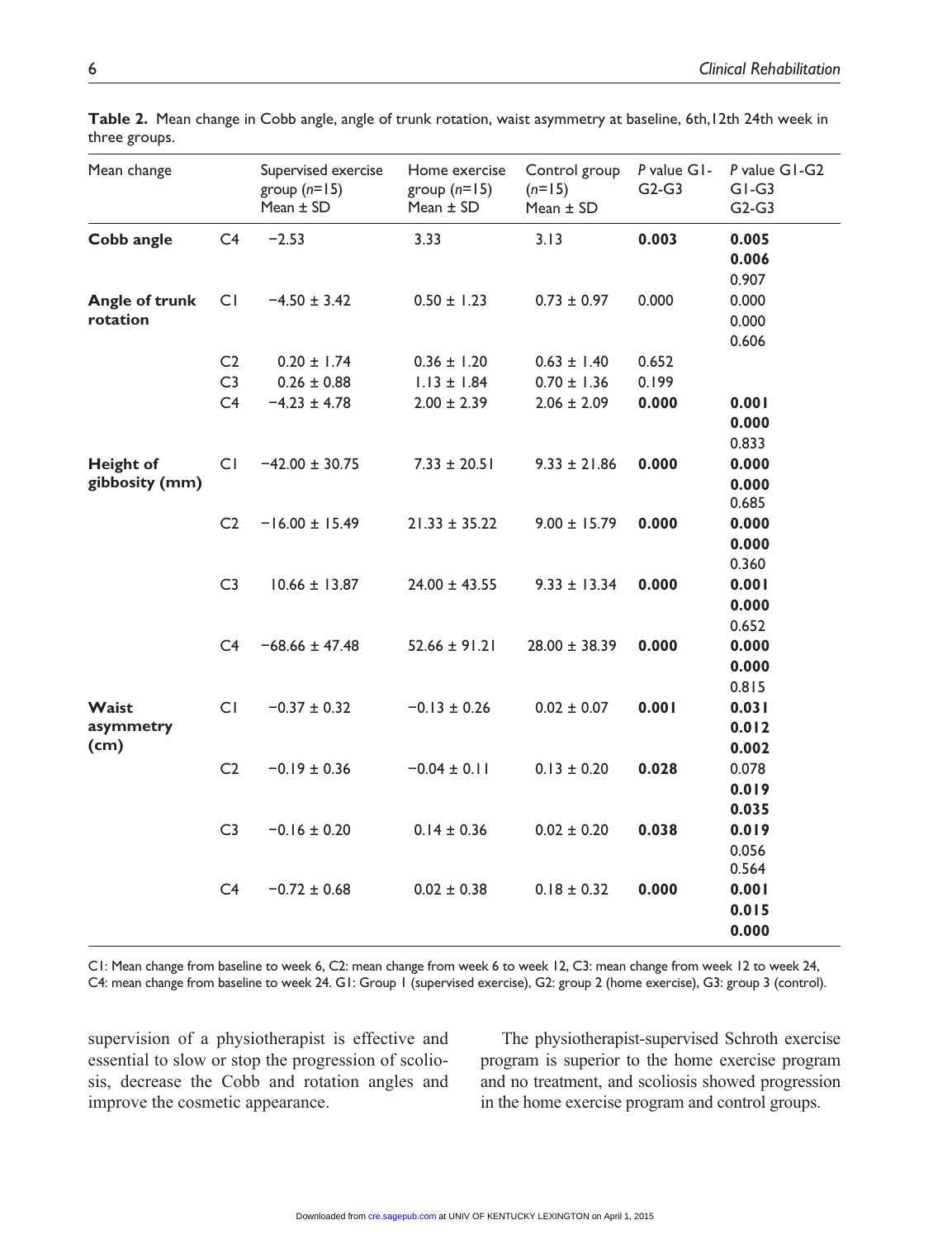**Table 2.** Mean change in Cobb angle, angle of trunk rotation, waist asymmetry at baseline, 6th,12th 24th week in three groups.

| Mean change | | Supervised exercise group ($n$=15) Mean ± SD | Home exercise group ($n$=15) Mean ± SD | Control group ($n$=15) Mean ± SD | *P* value G1-G2-G3 | *P* value G1-G2 G1-G3 G2-G3 |
|---|---|---|---|---|---|---|
| **Cobb angle** | C4 | −2.53 | 3.33 | 3.13 | **0.003** | **0.005** **0.006** 0.907 |
| **Angle of trunk rotation** | C1 | −4.50 ± 3.42 | 0.50 ± 1.23 | 0.73 ± 0.97 | 0.000 | 0.000 0.000 0.606 |
| | C2 | 0.20 ± 1.74 | 0.36 ± 1.20 | 0.63 ± 1.40 | 0.652 | |
| | C3 | 0.26 ± 0.88 | 1.13 ± 1.84 | 0.70 ± 1.36 | 0.199 | |
| | C4 | −4.23 ± 4.78 | 2.00 ± 2.39 | 2.06 ± 2.09 | **0.000** | **0.001** **0.000** 0.833 |
| **Height of gibbosity (mm)** | C1 | −42.00 ± 30.75 | 7.33 ± 20.51 | 9.33 ± 21.86 | **0.000** | **0.000** **0.000** 0.685 |
| | C2 | −16.00 ± 15.49 | 21.33 ± 35.22 | 9.00 ± 15.79 | **0.000** | **0.000** **0.000** 0.360 |
| | C3 | 10.66 ± 13.87 | 24.00 ± 43.55 | 9.33 ± 13.34 | **0.000** | **0.001** **0.000** 0.652 |
| | C4 | −68.66 ± 47.48 | 52.66 ± 91.21 | 28.00 ± 38.39 | **0.000** | **0.000** **0.000** 0.815 |
| **Waist asymmetry (cm)** | C1 | −0.37 ± 0.32 | −0.13 ± 0.26 | 0.02 ± 0.07 | **0.001** | **0.031** **0.012** **0.002** |
| | C2 | −0.19 ± 0.36 | −0.04 ± 0.11 | 0.13 ± 0.20 | **0.028** | 0.078 **0.019** **0.035** |
| | C3 | −0.16 ± 0.20 | 0.14 ± 0.36 | 0.02 ± 0.20 | **0.038** | **0.019** 0.056 0.564 |
| | C4 | −0.72 ± 0.68 | 0.02 ± 0.38 | 0.18 ± 0.32 | **0.000** | **0.001** **0.015** **0.000** |

C1: Mean change from baseline to week 6, C2: mean change from week 6 to week 12, C3: mean change from week 12 to week 24, C4: mean change from baseline to week 24. G1: Group 1 (supervised exercise), G2: group 2 (home exercise), G3: group 3 (control).

supervision of a physiotherapist is effective and essential to slow or stop the progression of scoliosis, decrease the Cobb and rotation angles and improve the cosmetic appearance.

The physiotherapist-supervised Schroth exercise program is superior to the home exercise program and no treatment, and scoliosis showed progression in the home exercise program and control groups.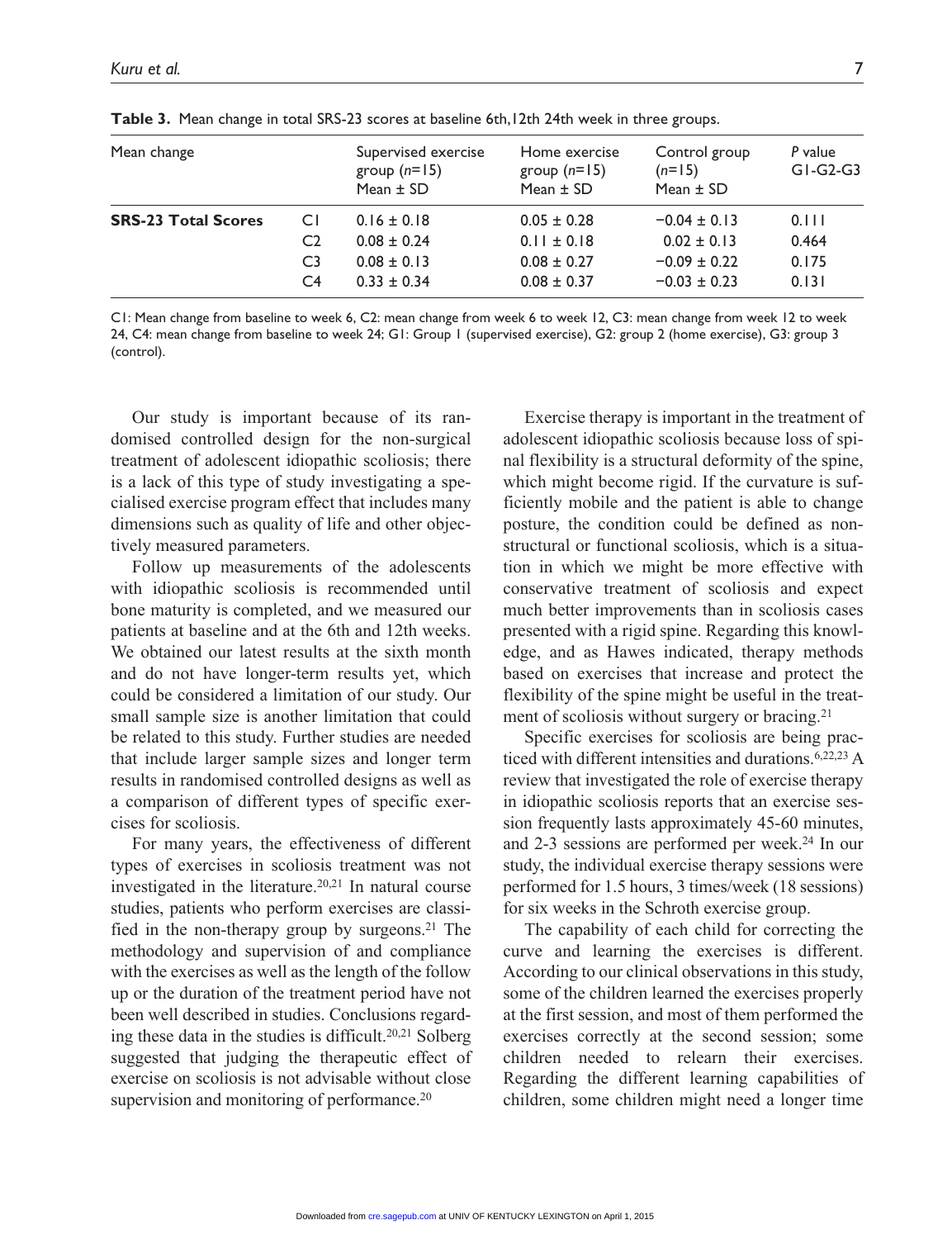**Table 3.** Mean change in total SRS-23 scores at baseline 6th,12th 24th week in three groups.

| Mean change | | Supervised exercise group ($n$=15) Mean ± SD | Home exercise group ($n$=15) Mean ± SD | Control group ($n$=15) Mean ± SD | *P* value G1-G2-G3 |
|---|---|---|---|---|---|
| **SRS-23 Total Scores** | C1 | 0.16 ± 0.18 | 0.05 ± 0.28 | −0.04 ± 0.13 | 0.111 |
| | C2 | 0.08 ± 0.24 | 0.11 ± 0.18 | 0.02 ± 0.13 | 0.464 |
| | C3 | 0.08 ± 0.13 | 0.08 ± 0.27 | −0.09 ± 0.22 | 0.175 |
| | C4 | 0.33 ± 0.34 | 0.08 ± 0.37 | −0.03 ± 0.23 | 0.131 |

C1: Mean change from baseline to week 6, C2: mean change from week 6 to week 12, C3: mean change from week 12 to week 24, C4: mean change from baseline to week 24; G1: Group 1 (supervised exercise), G2: group 2 (home exercise), G3: group 3 (control).

Our study is important because of its randomised controlled design for the non-surgical treatment of adolescent idiopathic scoliosis; there is a lack of this type of study investigating a specialised exercise program effect that includes many dimensions such as quality of life and other objectively measured parameters.

Follow up measurements of the adolescents with idiopathic scoliosis is recommended until bone maturity is completed, and we measured our patients at baseline and at the 6th and 12th weeks. We obtained our latest results at the sixth month and do not have longer-term results yet, which could be considered a limitation of our study. Our small sample size is another limitation that could be related to this study. Further studies are needed that include larger sample sizes and longer term results in randomised controlled designs as well as a comparison of different types of specific exercises for scoliosis.

For many years, the effectiveness of different types of exercises in scoliosis treatment was not investigated in the literature.[20,21] In natural course studies, patients who perform exercises are classified in the non-therapy group by surgeons.[21] The methodology and supervision of and compliance with the exercises as well as the length of the follow up or the duration of the treatment period have not been well described in studies. Conclusions regarding these data in the studies is difficult.[20,21] Solberg suggested that judging the therapeutic effect of exercise on scoliosis is not advisable without close supervision and monitoring of performance.[20]

Exercise therapy is important in the treatment of adolescent idiopathic scoliosis because loss of spinal flexibility is a structural deformity of the spine, which might become rigid. If the curvature is sufficiently mobile and the patient is able to change posture, the condition could be defined as nonstructural or functional scoliosis, which is a situation in which we might be more effective with conservative treatment of scoliosis and expect much better improvements than in scoliosis cases presented with a rigid spine. Regarding this knowledge, and as Hawes indicated, therapy methods based on exercises that increase and protect the flexibility of the spine might be useful in the treatment of scoliosis without surgery or bracing.[21]

Specific exercises for scoliosis are being practiced with different intensities and durations.[6,22,23] A review that investigated the role of exercise therapy in idiopathic scoliosis reports that an exercise session frequently lasts approximately 45-60 minutes, and 2-3 sessions are performed per week.[24] In our study, the individual exercise therapy sessions were performed for 1.5 hours, 3 times/week (18 sessions) for six weeks in the Schroth exercise group.

The capability of each child for correcting the curve and learning the exercises is different. According to our clinical observations in this study, some of the children learned the exercises properly at the first session, and most of them performed the exercises correctly at the second session; some children needed to relearn their exercises. Regarding the different learning capabilities of children, some children might need a longer time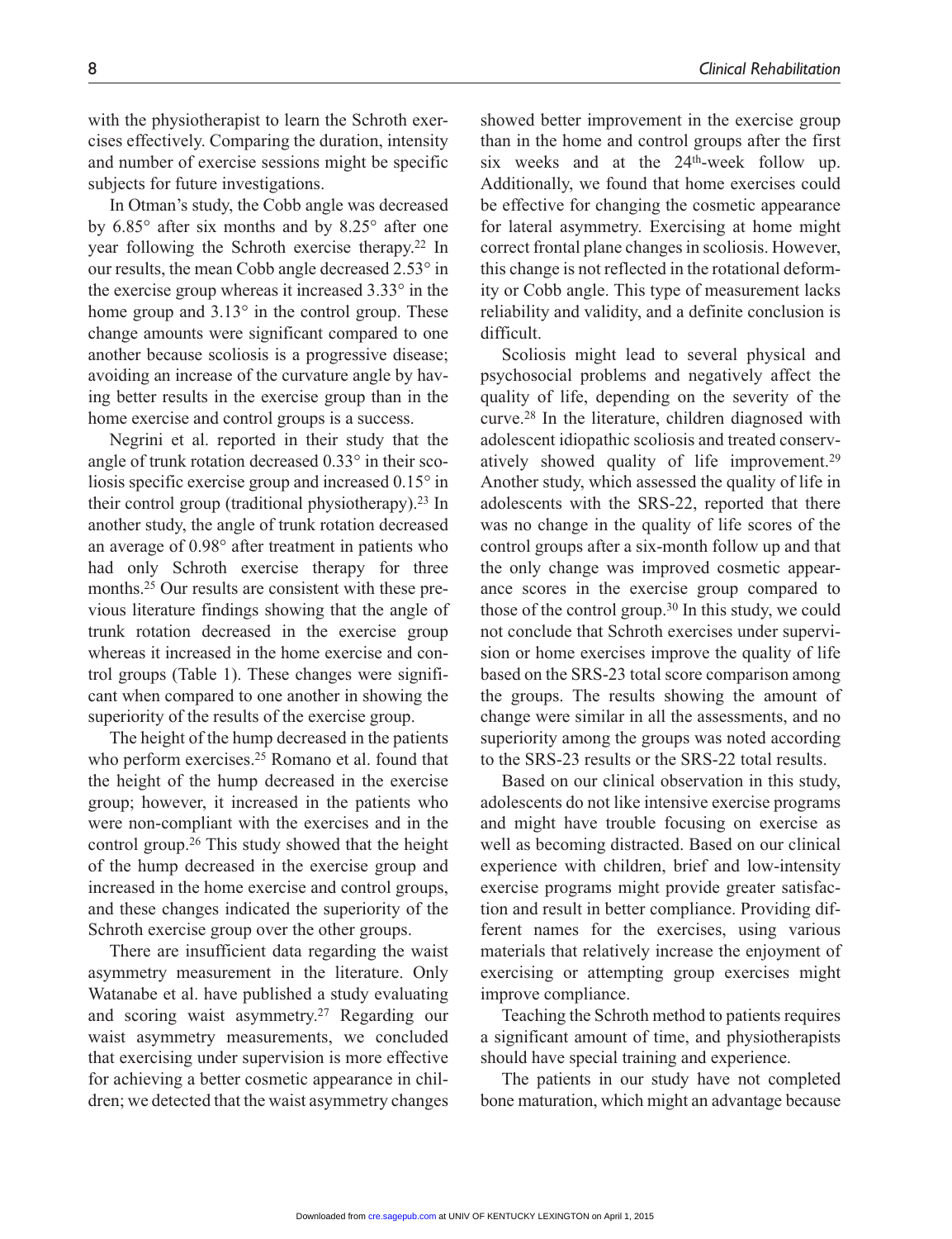with the physiotherapist to learn the Schroth exercises effectively. Comparing the duration, intensity and number of exercise sessions might be specific subjects for future investigations.

In Otman's study, the Cobb angle was decreased by 6.85° after six months and by 8.25° after one year following the Schroth exercise therapy.[22] In our results, the mean Cobb angle decreased 2.53° in the exercise group whereas it increased 3.33° in the home group and 3.13° in the control group. These change amounts were significant compared to one another because scoliosis is a progressive disease; avoiding an increase of the curvature angle by having better results in the exercise group than in the home exercise and control groups is a success.

Negrini et al. reported in their study that the angle of trunk rotation decreased 0.33° in their scoliosis specific exercise group and increased 0.15° in their control group (traditional physiotherapy).[23] In another study, the angle of trunk rotation decreased an average of 0.98° after treatment in patients who had only Schroth exercise therapy for three months.[25] Our results are consistent with these previous literature findings showing that the angle of trunk rotation decreased in the exercise group whereas it increased in the home exercise and control groups (Table 1). These changes were significant when compared to one another in showing the superiority of the results of the exercise group.

The height of the hump decreased in the patients who perform exercises.[25] Romano et al. found that the height of the hump decreased in the exercise group; however, it increased in the patients who were non-compliant with the exercises and in the control group.[26] This study showed that the height of the hump decreased in the exercise group and increased in the home exercise and control groups, and these changes indicated the superiority of the Schroth exercise group over the other groups.

There are insufficient data regarding the waist asymmetry measurement in the literature. Only Watanabe et al. have published a study evaluating and scoring waist asymmetry.[27] Regarding our waist asymmetry measurements, we concluded that exercising under supervision is more effective for achieving a better cosmetic appearance in children; we detected that the waist asymmetry changes showed better improvement in the exercise group than in the home and control groups after the first six weeks and at the 24th-week follow up. Additionally, we found that home exercises could be effective for changing the cosmetic appearance for lateral asymmetry. Exercising at home might correct frontal plane changes in scoliosis. However, this change is not reflected in the rotational deformity or Cobb angle. This type of measurement lacks reliability and validity, and a definite conclusion is difficult.

Scoliosis might lead to several physical and psychosocial problems and negatively affect the quality of life, depending on the severity of the curve.[28] In the literature, children diagnosed with adolescent idiopathic scoliosis and treated conservatively showed quality of life improvement.[29] Another study, which assessed the quality of life in adolescents with the SRS-22, reported that there was no change in the quality of life scores of the control groups after a six-month follow up and that the only change was improved cosmetic appearance scores in the exercise group compared to those of the control group.[30] In this study, we could not conclude that Schroth exercises under supervision or home exercises improve the quality of life based on the SRS-23 total score comparison among the groups. The results showing the amount of change were similar in all the assessments, and no superiority among the groups was noted according to the SRS-23 results or the SRS-22 total results.

Based on our clinical observation in this study, adolescents do not like intensive exercise programs and might have trouble focusing on exercise as well as becoming distracted. Based on our clinical experience with children, brief and low-intensity exercise programs might provide greater satisfaction and result in better compliance. Providing different names for the exercises, using various materials that relatively increase the enjoyment of exercising or attempting group exercises might improve compliance.

Teaching the Schroth method to patients requires a significant amount of time, and physiotherapists should have special training and experience.

The patients in our study have not completed bone maturation, which might an advantage because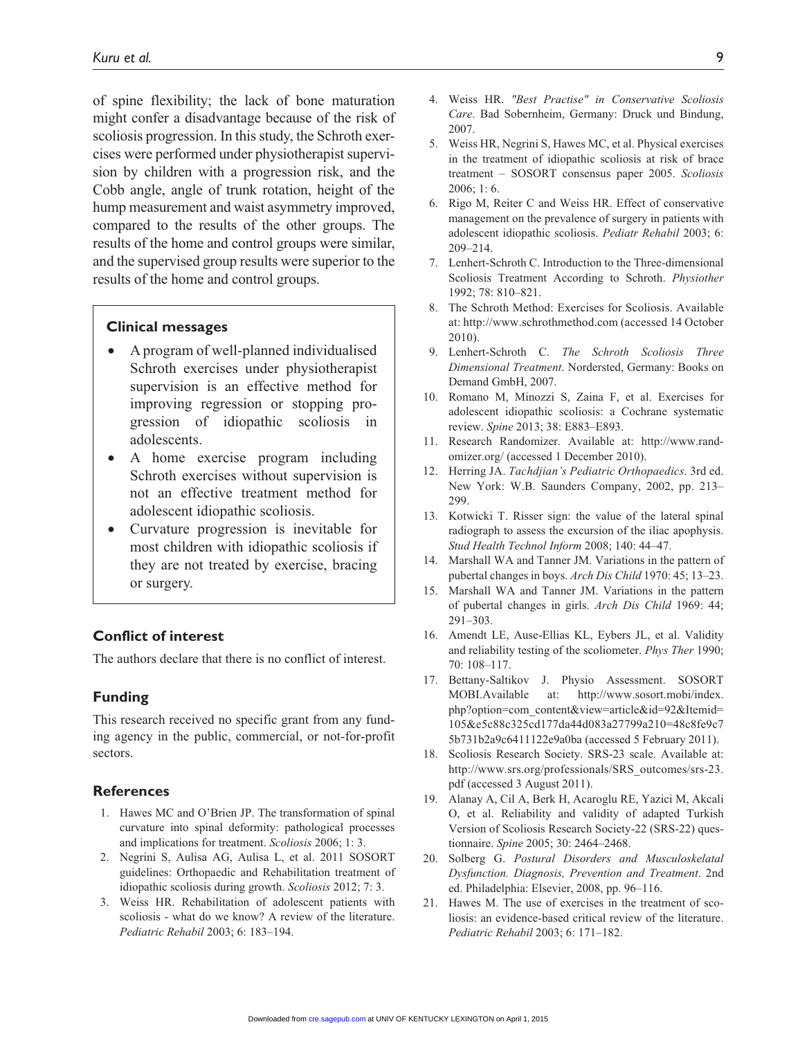of spine flexibility; the lack of bone maturation might confer a disadvantage because of the risk of scoliosis progression. In this study, the Schroth exercises were performed under physiotherapist supervision by children with a progression risk, and the Cobb angle, angle of trunk rotation, height of the hump measurement and waist asymmetry improved, compared to the results of the other groups. The results of the home and control groups were similar, and the supervised group results were superior to the results of the home and control groups.

### Clinical messages

- A program of well-planned individualised Schroth exercises under physiotherapist supervision is an effective method for improving regression or stopping progression of idiopathic scoliosis in adolescents.
- A home exercise program including Schroth exercises without supervision is not an effective treatment method for adolescent idiopathic scoliosis.
- Curvature progression is inevitable for most children with idiopathic scoliosis if they are not treated by exercise, bracing or surgery.

## Conflict of interest

The authors declare that there is no conflict of interest.

## Funding

This research received no specific grant from any funding agency in the public, commercial, or not-for-profit sectors.

## References

1. Hawes MC and O'Brien JP. The transformation of spinal curvature into spinal deformity: pathological processes and implications for treatment. *Scoliosis* 2006; 1: 3.
2. Negrini S, Aulisa AG, Aulisa L, et al. 2011 SOSORT guidelines: Orthopaedic and Rehabilitation treatment of idiopathic scoliosis during growth. *Scoliosis* 2012; 7: 3.
3. Weiss HR. Rehabilitation of adolescent patients with scoliosis - what do we know? A review of the literature. *Pediatric Rehabil* 2003; 6: 183–194.
4. Weiss HR. *"Best Practise" in Conservative Scoliosis Care*. Bad Sobernheim, Germany: Druck und Bindung, 2007.
5. Weiss HR, Negrini S, Hawes MC, et al. Physical exercises in the treatment of idiopathic scoliosis at risk of brace treatment – SOSORT consensus paper 2005. *Scoliosis* 2006; 1: 6.
6. Rigo M, Reiter C and Weiss HR. Effect of conservative management on the prevalence of surgery in patients with adolescent idiopathic scoliosis. *Pediatr Rehabil* 2003; 6: 209–214.
7. Lenhert-Schroth C. Introduction to the Three-dimensional Scoliosis Treatment According to Schroth. *Physiother* 1992; 78: 810–821.
8. The Schroth Method: Exercises for Scoliosis. Available at: http://www.schrothmethod.com (accessed 14 October 2010).
9. Lenhert-Schroth C. *The Schroth Scoliosis Three Dimensional Treatment*. Nordersted, Germany: Books on Demand GmbH, 2007.
10. Romano M, Minozzi S, Zaina F, et al. Exercises for adolescent idiopathic scoliosis: a Cochrane systematic review. *Spine* 2013; 38: E883–E893.
11. Research Randomizer. Available at: http://www.randomizer.org/ (accessed 1 December 2010).
12. Herring JA. *Tachdjian's Pediatric Orthopaedics*. 3rd ed. New York: W.B. Saunders Company, 2002, pp. 213–299.
13. Kotwicki T. Risser sign: the value of the lateral spinal radiograph to assess the excursion of the iliac apophysis. *Stud Health Technol Inform* 2008; 140: 44–47.
14. Marshall WA and Tanner JM. Variations in the pattern of pubertal changes in boys. *Arch Dis Child* 1970: 45; 13–23.
15. Marshall WA and Tanner JM. Variations in the pattern of pubertal changes in girls. *Arch Dis Child* 1969: 44; 291–303.
16. Amendt LE, Ause-Ellias KL, Eybers JL, et al. Validity and reliability testing of the scoliometer. *Phys Ther* 1990; 70: 108–117.
17. Bettany-Saltikov J. Physio Assessment. SOSORT MOBI.Available at: http://www.sosort.mobi/index.php?option=com_content&view=article&id=92&Itemid=105&e5c88c325cd177da44d083a27799a210=48c8fe9c75b731b2a9c6411122e9a0ba (accessed 5 February 2011).
18. Scoliosis Research Society. SRS-23 scale. Available at: http://www.srs.org/professionals/SRS_outcomes/srs-23.pdf (accessed 3 August 2011).
19. Alanay A, Cil A, Berk H, Acaroglu RE, Yazici M, Akcali O, et al. Reliability and validity of adapted Turkish Version of Scoliosis Research Society-22 (SRS-22) questionnaire. *Spine* 2005; 30: 2464–2468.
20. Solberg G. *Postural Disorders and Musculoskelatal Dysfunction. Diagnosis, Prevention and Treatment*. 2nd ed. Philadelphia: Elsevier, 2008, pp. 96–116.
21. Hawes M. The use of exercises in the treatment of scoliosis: an evidence-based critical review of the literature. *Pediatric Rehabil* 2003; 6: 171–182.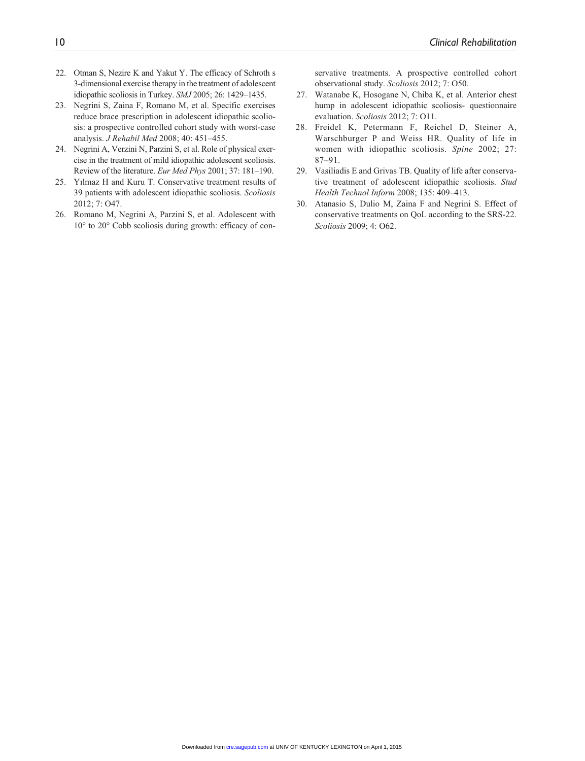22. Otman S, Nezire K and Yakut Y. The efficacy of Schroth s 3-dimensional exercise therapy in the treatment of adolescent idiopathic scoliosis in Turkey. *SMJ* 2005; 26: 1429–1435.
23. Negrini S, Zaina F, Romano M, et al. Specific exercises reduce brace prescription in adolescent idiopathic scoliosis: a prospective controlled cohort study with worst-case analysis. *J Rehabil Med* 2008; 40: 451–455.
24. Negrini A, Verzini N, Parzini S, et al. Role of physical exercise in the treatment of mild idiopathic adolescent scoliosis. Review of the literature. *Eur Med Phys* 2001; 37: 181–190.
25. Yılmaz H and Kuru T. Conservative treatment results of 39 patients with adolescent idiopathic scoliosis. *Scoliosis* 2012; 7: O47.
26. Romano M, Negrini A, Parzini S, et al. Adolescent with 10° to 20° Cobb scoliosis during growth: efficacy of conservative treatments. A prospective controlled cohort observational study. *Scoliosis* 2012; 7: O50.
27. Watanabe K, Hosogane N, Chiba K, et al. Anterior chest hump in adolescent idiopathic scoliosis- questionnaire evaluation. *Scoliosis* 2012; 7: O11.
28. Freidel K, Petermann F, Reichel D, Steiner A, Warschburger P and Weiss HR. Quality of life in women with idiopathic scoliosis. *Spine* 2002; 27: 87–91.
29. Vasiliadis E and Grivas TB. Quality of life after conservative treatment of adolescent idiopathic scoliosis. *Stud Health Technol Inform* 2008; 135: 409–413.
30. Atanasio S, Dulio M, Zaina F and Negrini S. Effect of conservative treatments on QoL according to the SRS-22. *Scoliosis* 2009; 4: O62.